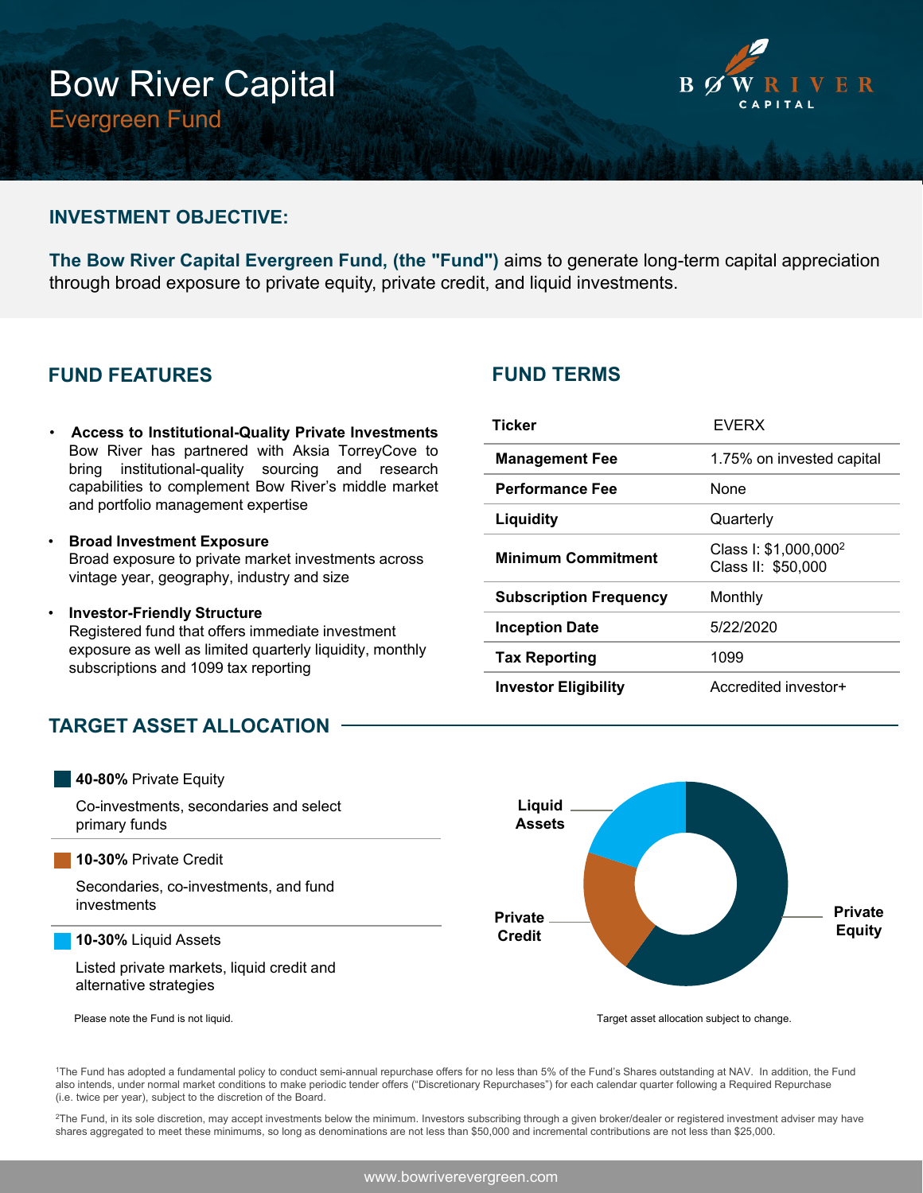# Bow River Capital

## Evergreen Fund

BOW RIVER CAPITAL

## INVESTMENT OBJECTIVE:

**The Bow River Capital Evergreen Fund, (the "Fund")** aims to generate long-term capital appreciation through broad exposure to private equity, private credit, and liquid investments.

## FUND FEATURES

- **Access to Institutional-Quality Private Investments**
  Bow River has partnered with Aksia TorreyCove to bring institutional-quality sourcing and research capabilities to complement Bow River's middle market and portfolio management expertise

- **Broad Investment Exposure**
  Broad exposure to private market investments across vintage year, geography, industry and size

- **Investor-Friendly Structure**
  Registered fund that offers immediate investment exposure as well as limited quarterly liquidity, monthly subscriptions and 1099 tax reporting

## FUND TERMS

| Ticker | EVERX |
|---|---|
| **Management Fee** | 1.75% on invested capital |
| **Performance Fee** | None |
| **Liquidity** | Quarterly |
| **Minimum Commitment** | Class I: $1,000,000[2]<br>Class II: $50,000 |
| **Subscription Frequency** | Monthly |
| **Inception Date** | 5/22/2020 |
| **Tax Reporting** | 1099 |
| **Investor Eligibility** | Accredited investor+ |

## TARGET ASSET ALLOCATION

**40-80%** Private Equity

Co-investments, secondaries and select primary funds

**10-30%** Private Credit

Secondaries, co-investments, and fund investments

**10-30%** Liquid Assets

Listed private markets, liquid credit and alternative strategies

Please note the Fund is not liquid.

Liquid Assets

Private Credit

Private Equity

Target asset allocation subject to change.

[1]The Fund has adopted a fundamental policy to conduct semi-annual repurchase offers for no less than 5% of the Fund's Shares outstanding at NAV. In addition, the Fund also intends, under normal market conditions to make periodic tender offers ("Discretionary Repurchases") for each calendar quarter following a Required Repurchase (i.e. twice per year), subject to the discretion of the Board.

[2]The Fund, in its sole discretion, may accept investments below the minimum. Investors subscribing through a given broker/dealer or registered investment adviser may have shares aggregated to meet these minimums, so long as denominations are not less than $50,000 and incremental contributions are not less than $25,000.

www.bowriverevergreen.com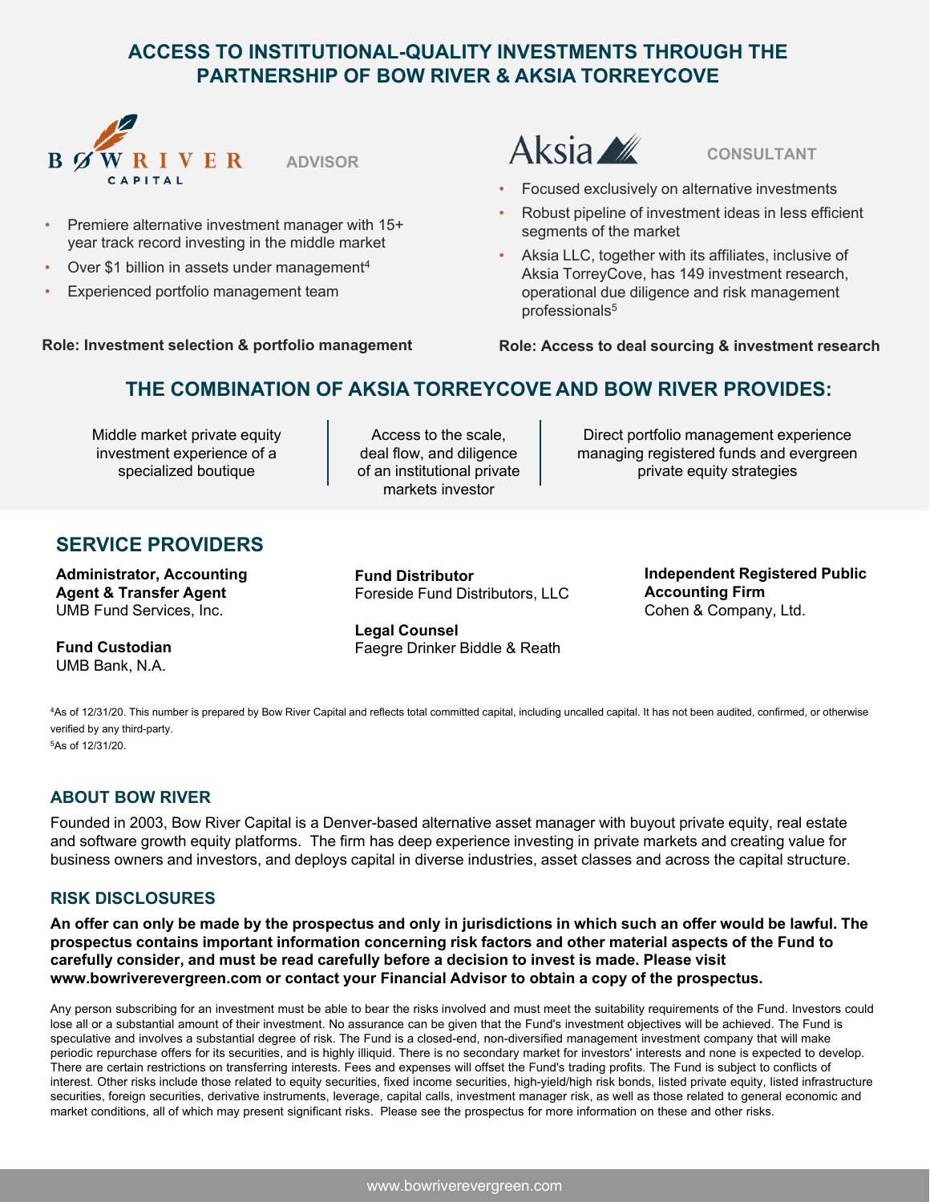# ACCESS TO INSTITUTIONAL-QUALITY INVESTMENTS THROUGH THE PARTNERSHIP OF BOW RIVER & AKSIA TORREYCOVE

BOW RIVER CAPITAL

**ADVISOR**

- Premiere alternative investment manager with 15+ year track record investing in the middle market
- Over $1 billion in assets under management[4]
- Experienced portfolio management team

**Role: Investment selection & portfolio management**

Aksia

**CONSULTANT**

- Focused exclusively on alternative investments
- Robust pipeline of investment ideas in less efficient segments of the market
- Aksia LLC, together with its affiliates, inclusive of Aksia TorreyCove, has 149 investment research, operational due diligence and risk management professionals[5]

**Role: Access to deal sourcing & investment research**

## THE COMBINATION OF AKSIA TORREYCOVE AND BOW RIVER PROVIDES:

- Middle market private equity investment experience of a specialized boutique
- Access to the scale, deal flow, and diligence of an institutional private markets investor
- Direct portfolio management experience managing registered funds and evergreen private equity strategies

## SERVICE PROVIDERS

**Administrator, Accounting Agent & Transfer Agent**
UMB Fund Services, Inc.

**Fund Custodian**
UMB Bank, N.A.

**Fund Distributor**
Foreside Fund Distributors, LLC

**Legal Counsel**
Faegre Drinker Biddle & Reath

**Independent Registered Public Accounting Firm**
Cohen & Company, Ltd.

[4]As of 12/31/20. This number is prepared by Bow River Capital and reflects total committed capital, including uncalled capital. It has not been audited, confirmed, or otherwise verified by any third-party.
[5]As of 12/31/20.

## ABOUT BOW RIVER

Founded in 2003, Bow River Capital is a Denver-based alternative asset manager with buyout private equity, real estate and software growth equity platforms. The firm has deep experience investing in private markets and creating value for business owners and investors, and deploys capital in diverse industries, asset classes and across the capital structure.

## RISK DISCLOSURES

**An offer can only be made by the prospectus and only in jurisdictions in which such an offer would be lawful. The prospectus contains important information concerning risk factors and other material aspects of the Fund to carefully consider, and must be read carefully before a decision to invest is made. Please visit www.bowriverevergreen.com or contact your Financial Advisor to obtain a copy of the prospectus.**

Any person subscribing for an investment must be able to bear the risks involved and must meet the suitability requirements of the Fund. Investors could lose all or a substantial amount of their investment. No assurance can be given that the Fund's investment objectives will be achieved. The Fund is speculative and involves a substantial degree of risk. The Fund is a closed-end, non-diversified management investment company that will make periodic repurchase offers for its securities, and is highly illiquid. There is no secondary market for investors' interests and none is expected to develop. There are certain restrictions on transferring interests. Fees and expenses will offset the Fund's trading profits. The Fund is subject to conflicts of interest. Other risks include those related to equity securities, fixed income securities, high-yield/high risk bonds, listed private equity, listed infrastructure securities, foreign securities, derivative instruments, leverage, capital calls, investment manager risk, as well as those related to general economic and market conditions, all of which may present significant risks. Please see the prospectus for more information on these and other risks.

www.bowriverevergreen.com